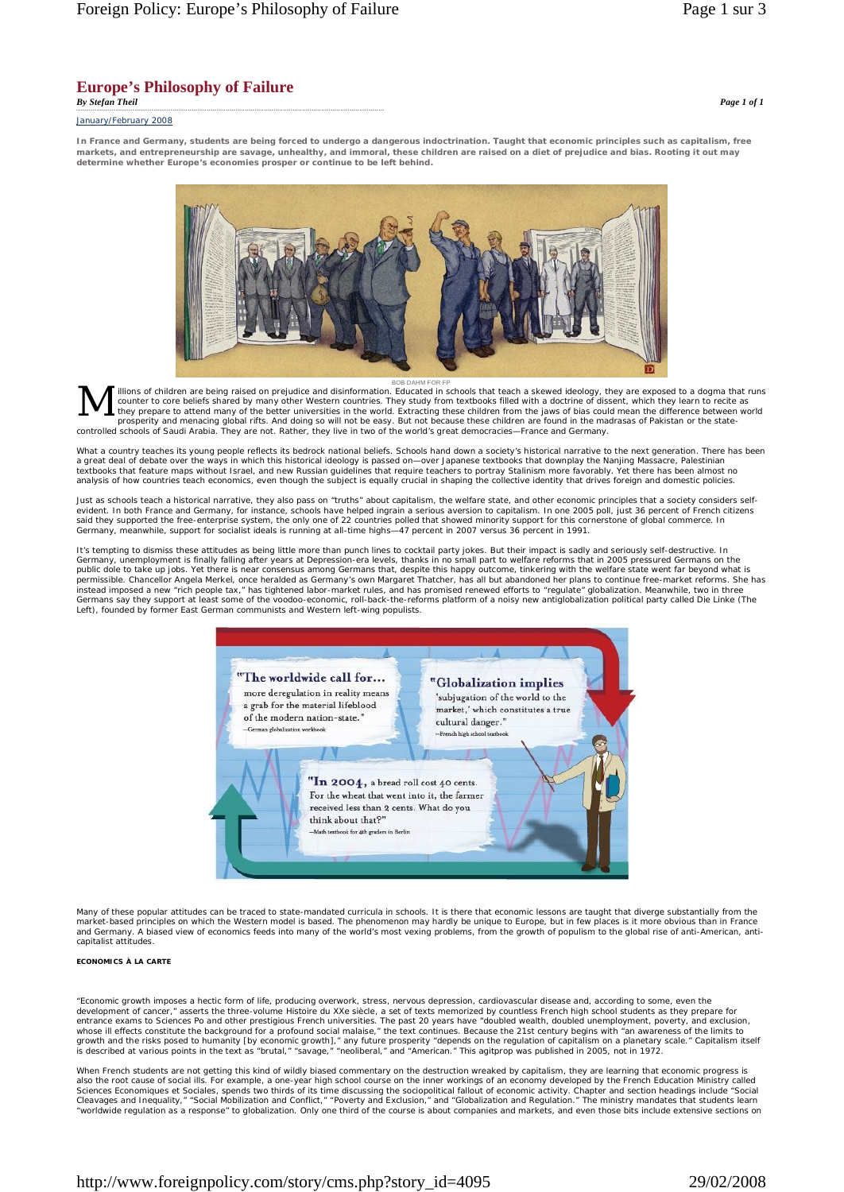# Europe's Philosophy of Failure

*By Stefan Theil*

January/February 2008

**In France and Germany, students are being forced to undergo a dangerous indoctrination. Taught that economic principles such as capitalism, free markets, and entrepreneurship are savage, unhealthy, and immoral, these children are raised on a diet of prejudice and bias. Rooting it out may determine whether Europe's economies prosper or continue to be left behind.**

BOB DAHM FOR FP

Millions of children are being raised on prejudice and disinformation. Educated in schools that teach a skewed ideology, they are exposed to a dogma that runs counter to core beliefs shared by many other Western countries. They study from textbooks filled with a doctrine of dissent, which they learn to recite as they prepare to attend many of the better universities in the world. Extracting these children from the jaws of bias could mean the difference between world prosperity and menacing global rifts. And doing so will not be easy. But not because these children are found in the madrasas of Pakistan or the state-controlled schools of Saudi Arabia. They are not. Rather, they live in two of the world's great democracies—France and Germany.

What a country teaches its young people reflects its bedrock national beliefs. Schools hand down a society's historical narrative to the next generation. There has been a great deal of debate over the ways in which this historical ideology is passed on—over Japanese textbooks that downplay the Nanjing Massacre, Palestinian textbooks that feature maps without Israel, and new Russian guidelines that require teachers to portray Stalinism more favorably. Yet there has been almost no analysis of how countries teach economics, even though the subject is equally crucial in shaping the collective identity that drives foreign and domestic policies.

Just as schools teach a historical narrative, they also pass on "truths" about capitalism, the welfare state, and other economic principles that a society considers self-evident. In both France and Germany, for instance, schools have helped ingrain a serious aversion to capitalism. In one 2005 poll, just 36 percent of French citizens said they supported the free-enterprise system, the only one of 22 countries polled that showed minority support for this cornerstone of global commerce. In Germany, meanwhile, support for socialist ideals is running at all-time highs—47 percent in 2007 versus 36 percent in 1991.

It's tempting to dismiss these attitudes as being little more than punch lines to cocktail party jokes. But their impact is sadly and seriously self-destructive. In Germany, unemployment is finally falling after years at Depression-era levels, thanks in no small part to welfare reforms that in 2005 pressured Germans on the public dole to take up jobs. Yet there is near consensus among Germans that, despite this happy outcome, tinkering with the welfare state went far beyond what is permissible. Chancellor Angela Merkel, once heralded as Germany's own Margaret Thatcher, has all but abandoned her plans to continue free-market reforms. She has instead imposed a new "rich people tax," has tightened labor-market rules, and has promised renewed efforts to "regulate" globalization. Meanwhile, two in three Germans say they support at least some of the voodoo-economic, roll-back-the-reforms platform of a noisy new antiglobalization political party called Die Linke (The Left), founded by former East German communists and Western left-wing populists.

"The worldwide call for... more deregulation in reality means a grab for the material lifeblood of the modern nation-state."
—German globalization workbook

"Globalization implies 'subjugation of the world to the market,' which constitutes a true cultural danger."
—French high school textbook

"In 2004, a bread roll cost 40 cents. For the wheat that went into it, the farmer received less than 2 cents. What do you think about that?"
—Math textbook for 4th graders in Berlin

Many of these popular attitudes can be traced to state-mandated curricula in schools. It is there that economic lessons are taught that diverge substantially from the market-based principles on which the Western model is based. The phenomenon may hardly be unique to Europe, but in few places is it more obvious than in France and Germany. A biased view of economics feeds into many of the world's most vexing problems, from the growth of populism to the global rise of anti-American, anti-capitalist attitudes.

#### ECONOMICS À LA CARTE

"Economic growth imposes a hectic form of life, producing overwork, stress, nervous depression, cardiovascular disease and, according to some, even the development of cancer," asserts the three-volume Histoire du XXe siècle, a set of texts memorized by countless French high school students as they prepare for entrance exams to Sciences Po and other prestigious French universities. The past 20 years have "doubled wealth, doubled unemployment, poverty, and exclusion, whose ill effects constitute the background for a profound social malaise," the text continues. Because the 21st century begins with "an awareness of the limits to growth and the risks posed to humanity [by economic growth]," any future prosperity "depends on the regulation of capitalism on a planetary scale." Capitalism itself is described at various points in the text as "brutal," "savage," "neoliberal," and "American." This agitprop was published in 2005, not in 1972.

When French students are not getting this kind of wildly biased commentary on the destruction wreaked by capitalism, they are learning that economic progress is also the root cause of social ills. For example, a one-year high school course on the inner workings of an economy developed by the French Education Ministry called Sciences Economiques et Sociales, spends two thirds of its time discussing the sociopolitical fallout of economic activity. Chapter and section headings include "Social Cleavages and Inequality," "Social Mobilization and Conflict," "Poverty and Exclusion," and "Globalization and Regulation." The ministry mandates that students learn "worldwide regulation as a response" to globalization. Only one third of the course is about companies and markets, and even those bits include extensive sections on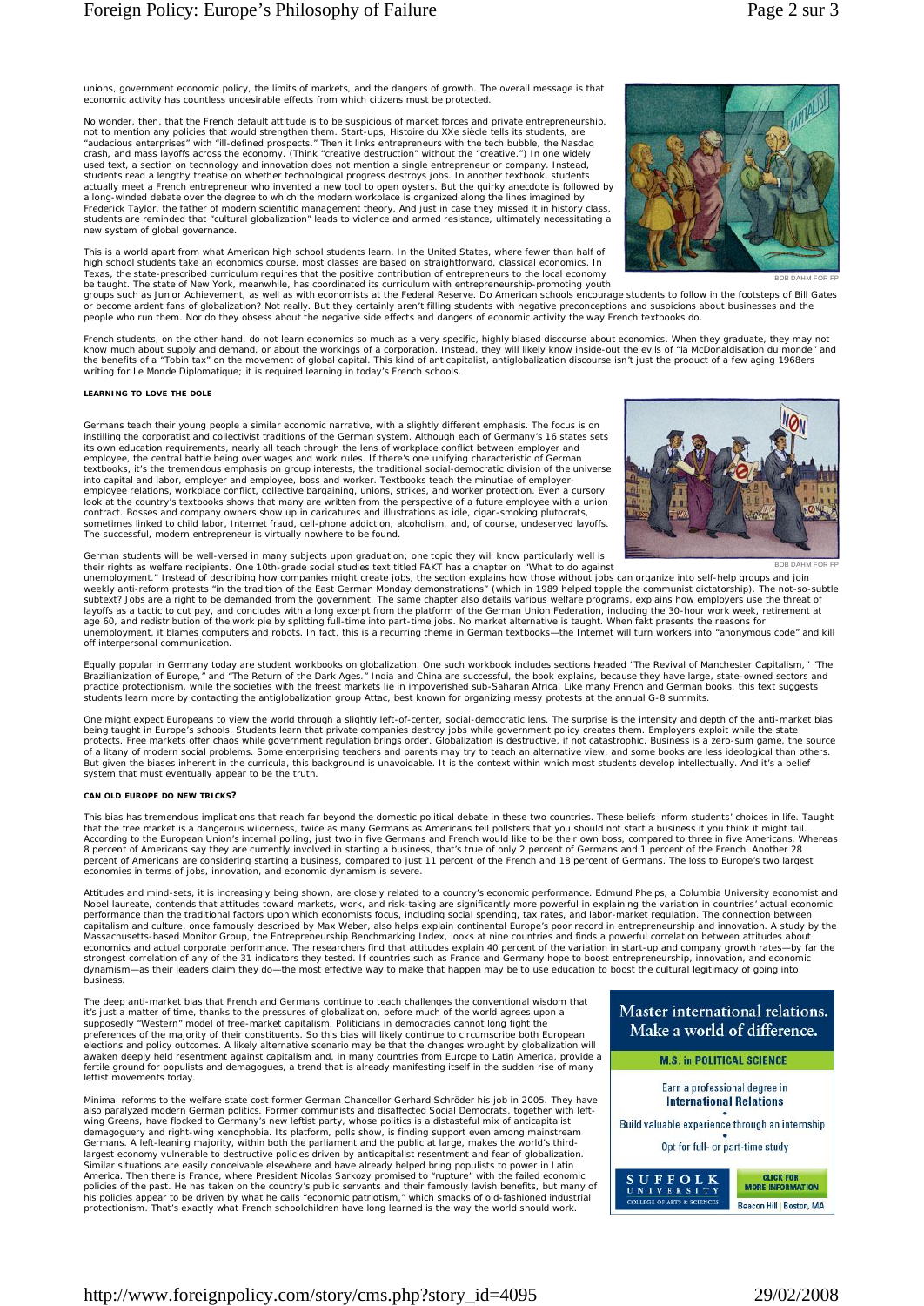unions, government economic policy, the limits of markets, and the dangers of growth. The overall message is that economic activity has countless undesirable effects from which citizens must be protected.

No wonder, then, that the French default attitude is to be suspicious of market forces and private entrepreneurship, not to mention any policies that would strengthen them. Start-ups, Histoire du XXe siècle tells its students, are "audacious enterprises" with "ill-defined prospects." Then it links entrepreneurs with the tech bubble, the Nasdaq crash, and mass layoffs across the economy. (Think "creative destruction" without the "creative.") In one widely used text, a section on technology and innovation does not mention a single entrepreneur or company. Instead, students read a lengthy treatise on whether technological progress destroys jobs. In another textbook, students actually meet a French entrepreneur who invented a new tool to open oysters. But the quirky anecdote is followed by a long-winded debate over the degree to which the modern workplace is organized along the lines imagined by Frederick Taylor, the father of modern scientific management theory. And just in case they missed it in history class, students are reminded that "cultural globalization" leads to violence and armed resistance, ultimately necessitating a new system of global governance.

This is a world apart from what American high school students learn. In the United States, where fewer than half of high school students take an economics course, most classes are based on straightforward, classical economics. In Texas, the state-prescribed curriculum requires that the positive contribution of entrepreneurs to the local economy be taught. The state of New York, meanwhile, has coordinated its curriculum with entrepreneurship-promoting youth groups such as Junior Achievement, as well as with economists at the Federal Reserve. Do American schools encourage students to follow in the footsteps of Bill Gates or become ardent fans of globalization? Not really. But they certainly aren't filling students with negative preconceptions and suspicions about businesses and the people who run them. Nor do they obsess about the negative side effects and dangers of economic activity the way French textbooks do.

BOB DAHM FOR FP

French students, on the other hand, do not learn economics so much as a very specific, highly biased discourse about economics. When they graduate, they may not know much about supply and demand, or about the workings of a corporation. Instead, they will likely know inside-out the evils of "la McDonaldisation du monde" and the benefits of a "Tobin tax" on the movement of global capital. This kind of anticapitalist, antiglobalization discourse isn't just the product of a few aging 1968ers writing for Le Monde Diplomatique; it is required learning in today's French schools.

**LEARNING TO LOVE THE DOLE**

Germans teach their young people a similar economic narrative, with a slightly different emphasis. The focus is on instilling the corporatist and collectivist traditions of the German system. Although each of Germany's 16 states sets its own education requirements, nearly all teach through the lens of workplace conflict between employer and employee, the central battle being over wages and work rules. If there's one unifying characteristic of German textbooks, it's the tremendous emphasis on group interests, the traditional social-democratic division of the universe into capital and labor, employer and employee, boss and worker. Textbooks teach the minutiae of employer-employee relations, workplace conflict, collective bargaining, unions, strikes, and worker protection. Even a cursory look at the country's textbooks shows that many are written from the perspective of a future employee with a union contract. Bosses and company owners show up in caricatures and illustrations as idle, cigar-smoking plutocrats, sometimes linked to child labor, Internet fraud, cell-phone addiction, alcoholism, and, of course, undeserved layoffs. The successful, modern entrepreneur is virtually nowhere to be found.

BOB DAHM FOR FP

German students will be well-versed in many subjects upon graduation; one topic they will know particularly well is their rights as welfare recipients. One 10th-grade social studies text titled FAKT has a chapter on "What to do against unemployment." Instead of describing how companies might create jobs, the section explains how those without jobs can organize into self-help groups and join weekly anti-reform protests "in the tradition of the East German Monday demonstrations" (which in 1989 helped topple the communist dictatorship). The not-so-subtle subtext? Jobs are a right to be demanded from the government. The same chapter also details various welfare programs, explains how employers use the threat of layoffs as a tactic to cut pay, and concludes with a long excerpt from the platform of the German Union Federation, including the 30-hour work week, retirement at age 60, and redistribution of the work pie by splitting full-time into part-time jobs. No market alternative is taught. When fakt presents the reasons for unemployment, it blames computers and robots. In fact, this is a recurring theme in German textbooks—the Internet will turn workers into "anonymous code" and kill off interpersonal communication.

Equally popular in Germany today are student workbooks on globalization. One such workbook includes sections headed "The Revival of Manchester Capitalism," "The Brazilianization of Europe," and "The Return of the Dark Ages." India and China are successful, the book explains, because they have large, state-owned sectors and practice protectionism, while the societies with the freest markets lie in impoverished sub-Saharan Africa. Like many French and German books, this text suggests students learn more by contacting the antiglobalization group Attac, best known for organizing messy protests at the annual G-8 summits.

One might expect Europeans to view the world through a slightly left-of-center, social-democratic lens. The surprise is the intensity and depth of the anti-market bias being taught in Europe's schools. Students learn that private companies destroy jobs while government policy creates them. Employers exploit while the state protects. Free markets offer chaos while government regulation brings order. Globalization is destructive, if not catastrophic. Business is a zero-sum game, the source of a litany of modern social problems. Some enterprising teachers and parents may try to teach an alternative view, and some books are less ideological than others. But given the biases inherent in the curricula, this background is unavoidable. It is the context within which most students develop intellectually. And it's a belief system that must eventually appear to be the truth.

**CAN OLD EUROPE DO NEW TRICKS?**

This bias has tremendous implications that reach far beyond the domestic political debate in these two countries. These beliefs inform students' choices in life. Taught that the free market is a dangerous wilderness, twice as many Germans as Americans tell pollsters that you should not start a business if you think it might fail. According to the European Union's internal polling, just two in five Germans and French would like to be their own boss, compared to three in five Americans. Whereas 8 percent of Americans say they are currently involved in starting a business, that's true of only 2 percent of Germans and 1 percent of the French. Another 28 percent of Americans are considering starting a business, compared to just 11 percent of the French and 18 percent of Germans. The loss to Europe's two largest economies in terms of jobs, innovation, and economic dynamism is severe.

Attitudes and mind-sets, it is increasingly being shown, are closely related to a country's economic performance. Edmund Phelps, a Columbia University economist and Nobel laureate, contends that attitudes toward markets, work, and risk-taking are significantly more powerful in explaining the variation in countries' actual economic performance than the traditional factors upon which economists focus, including social spending, tax rates, and labor-market regulation. The connection between capitalism and culture, once famously described by Max Weber, also helps explain continental Europe's poor record in entrepreneurship and innovation. A study by the Massachusetts-based Monitor Group, the Entrepreneurship Benchmarking Index, looks at nine countries and finds a powerful correlation between attitudes about economics and actual corporate performance. The researchers find that attitudes explain 40 percent of the variation in start-up and company growth rates—by far the strongest correlation of any of the 31 indicators they tested. If countries such as France and Germany hope to boost entrepreneurship, innovation, and economic dynamism—as their leaders claim they do—the most effective way to make that happen may be to use education to boost the cultural legitimacy of going into business.

The deep anti-market bias that French and Germans continue to teach challenges the conventional wisdom that it's just a matter of time, thanks to the pressures of globalization, before much of the world agrees upon a supposedly "Western" model of free-market capitalism. Politicians in democracies cannot long fight the preferences of the majority of their constituents. So this bias will likely continue to circumscribe both European elections and policy outcomes. A likely alternative scenario may be that the changes wrought by globalization will awaken deeply held resentment against capitalism and, in many countries from Europe to Latin America, provide a fertile ground for populists and demagogues, a trend that is already manifesting itself in the sudden rise of many leftist movements today.

Minimal reforms to the welfare state cost former German Chancellor Gerhard Schröder his job in 2005. They have also paralyzed modern German politics. Former communists and disaffected Social Democrats, together with left-wing Greens, have flocked to Germany's new leftist party, whose politics is a distasteful mix of anticapitalist demagoguery and right-wing xenophobia. Its platform, polls show, is finding support even among mainstream Germans. A left-leaning majority, within both the parliament and the public at large, makes the world's third-largest economy vulnerable to destructive policies driven by anticapitalist resentment and fear of globalization. Similar situations are easily conceivable elsewhere and have already helped bring populists to power in Latin America. Then there is France, where President Nicolas Sarkozy promised to "rupture" with the failed economic policies of the past. He has taken on the country's public servants and their famously lavish benefits, but many of his policies appear to be driven by what he calls "economic patriotism," which smacks of old-fashioned industrial protectionism. That's exactly what French schoolchildren have long learned is the way the world should work.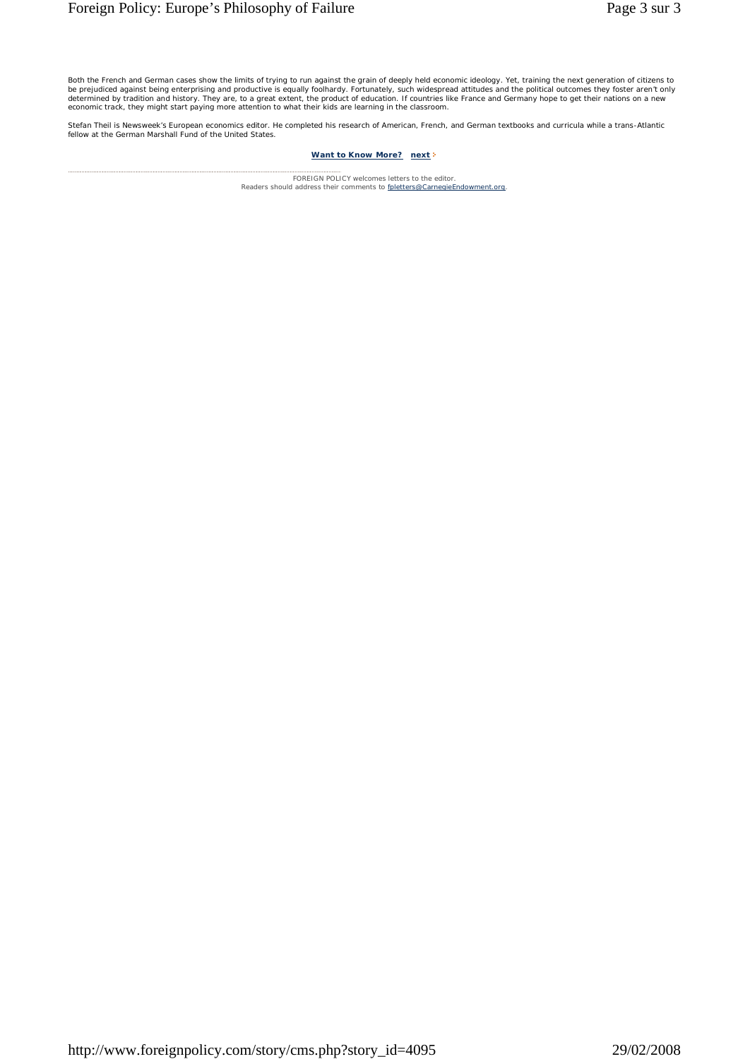Both the French and German cases show the limits of trying to run against the grain of deeply held economic ideology. Yet, training the next generation of citizens to be prejudiced against being enterprising and productive is equally foolhardy. Fortunately, such widespread attitudes and the political outcomes they foster aren't only determined by tradition and history. They are, to a great extent, the product of education. If countries like France and Germany hope to get their nations on a new economic track, they might start paying more attention to what their kids are learning in the classroom.

*Stefan Theil is Newsweek's European economics editor. He completed his research of American, French, and German textbooks and curricula while a trans-Atlantic fellow at the German Marshall Fund of the United States.*

**Want to Know More?** **next**

FOREIGN POLICY welcomes letters to the editor.
Readers should address their comments to fpletters@CarnegieEndowment.org.